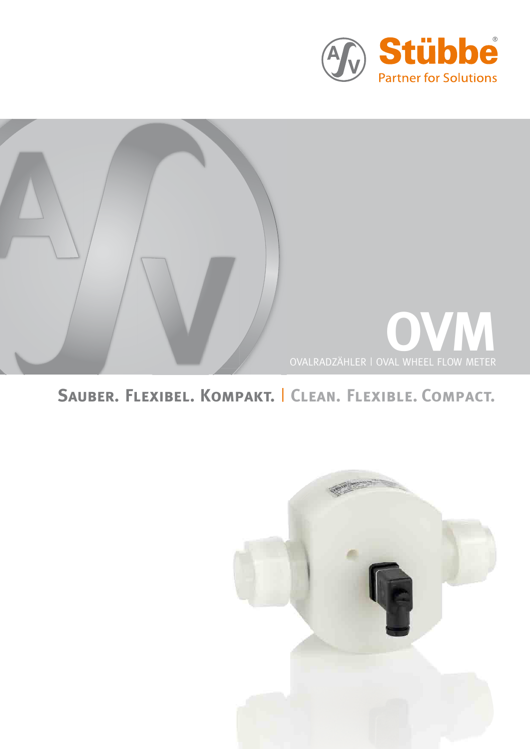Stübbe

Partner for Solutions

# OVM

OVALRADZÄHLER | OVAL WHEEL FLOW METER

## Sauber. Flexibel. Kompakt. | Clean. Flexible. Compact.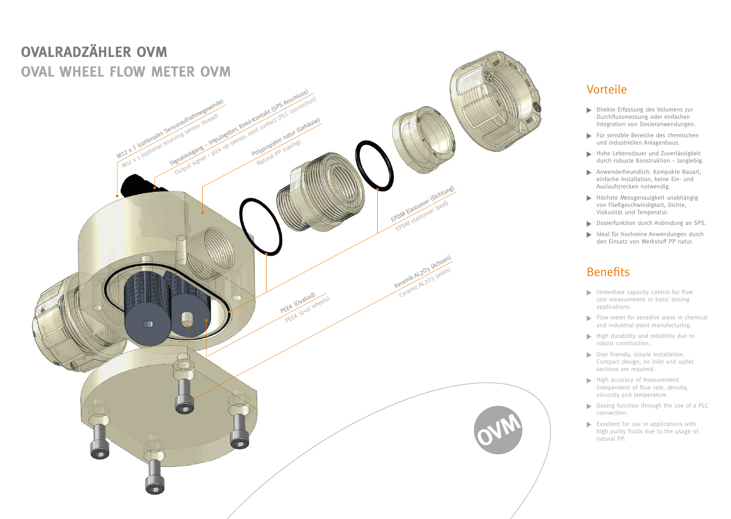# OVALRADZÄHLER OVM

# OVAL WHEEL FLOW METER OVM

M12 x 1 (optionales Sensoraufnahmegewinde)
M12 x 1 (optional receiving sensor thread)

Signalausgang – Impulsgeber, Reed-Kontakt (SPS Anschluss)
Output signal – pick up sensor, reed contact (PLC connection)

Polypropylen natur (Gehäuse)
Natural PP (casing)

EPDM Elastomer (Dichtung)
EPDM elastomer (seal)

Keramik AL2O3 (Achsen)
Ceramic AL2O3 (axles)

PEEK (Ovalrad)
PEEK (oval wheels)

OVM

## Vorteile

- Direkte Erfassung des Volumens zur Durchflussmessung oder einfachen Integration von Dosieranwendungen.
- Für sensible Bereiche des chemischen und industriellen Anlagenbaus.
- Hohe Lebensdauer und Zuverlässigkeit durch robuste Konstruktion – langlebig.
- Anwenderfreundlich. Kompakte Bauart, einfache Installation, keine Ein- und Auslaufstrecken notwendig.
- Höchste Messgenauigkeit unabhängig von Fließgeschwindigkeit, Dichte, Viskosität und Temperatur.
- Dosierfunktion durch Anbindung an SPS.
- Ideal für hochreine Anwendungen durch den Einsatz von Werkstoff PP natur.

## Benefits

- Immediate capacity control for flow rate measurement or basic dosing applications.
- Flow meter for sensitive areas in chemical and industrial plant manufacturing.
- High durability and reliability due to robust construction.
- User friendly, simple installation. Compact design, no inlet and outlet sections are required.
- High accuracy of measurement independent of flow rate, density, viscosity and temperature.
- Dosing function through the use of a PLC connection.
- Excellent for use in applications with high purity fluids due to the usage of natural PP.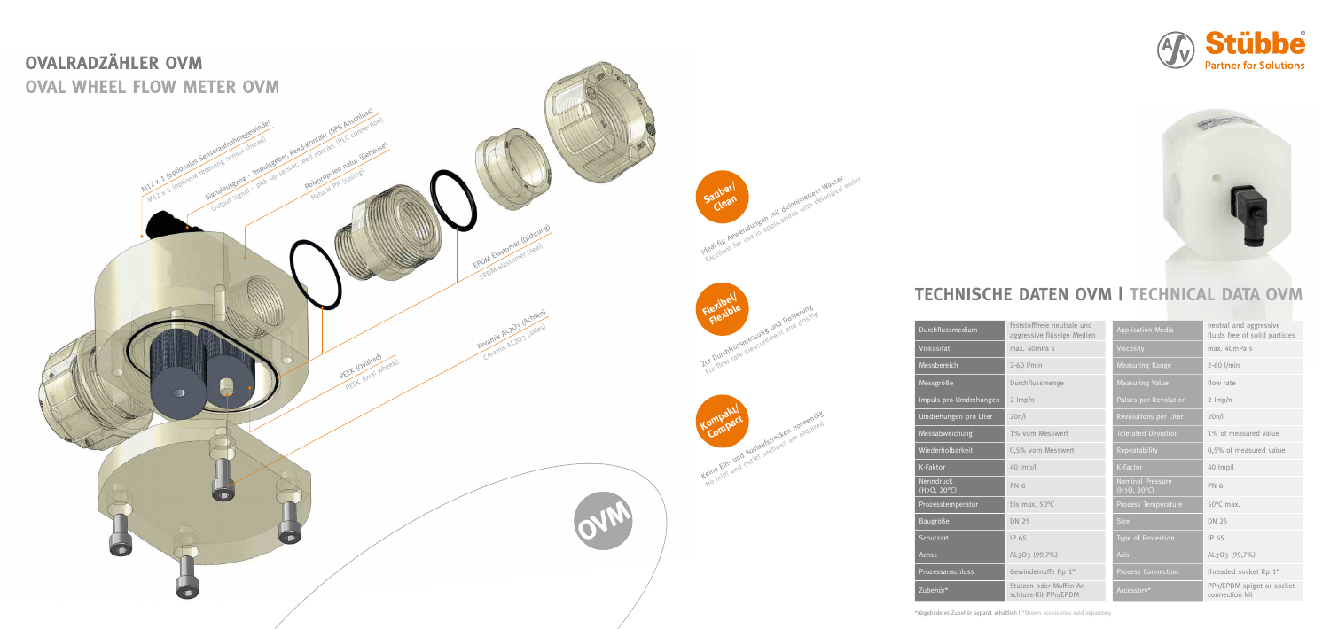# OVALRADZÄHLER OVM
## OVAL WHEEL FLOW METER OVM

M12 x 1 (optionales Sensoraufnahmegewinde)
M12 x 1 (optional receiving sensor thread)

Signalausgang – Impulsgeber, Reed-Kontakt (SPS Anschluss)
Output signal – pick up sensor, reed contact (PLC connection)

Polypropylen natur (Gehäuse)
Natural PP (casing)

EPDM Elastomer (Dichtung)
EPDM elastomer (seal)

Keramik $AL_2O_3$ (Achsen)
Ceramic $AL_2O_3$ (axles)

PEEK (Ovalrad)
PEEK (oval wheels)

**Sauber/ Clean**
Ideal für Anwendungen mit deionisiertem Wasser
Excellent for use in applications with deionized water

**Flexibel/ Flexible**
Zur Durchflussmessung und Dosierung
For flow rate measurement and dosing

**Kompakt/ Compact**
Keine Ein- und Auslaufstrecken notwendig
No inlet and outlet sections are required

OVM

## TECHNISCHE DATEN OVM | TECHNICAL DATA OVM

| Durchflussmedium | feststofffreie neutrale und aggressive flüssige Medien | Application Media | neutral and aggressive fluids free of solid particles |
|---|---|---|---|
| Viskosität | max. 40mPa s | Viscosity | max. 40mPa s |
| Messbereich | 2-60 l/min | Measuring Range | 2-60 l/min |
| Messgröße | Durchflussmenge | Measuring Value | flow rate |
| Impuls pro Umdrehungen | 2 Imp/n | Pulses per Revolution | 2 Imp/n |
| Umdrehungen pro Liter | 20n/l | Revolutions per Liter | 20n/l |
| Messabweichung | 1% vom Messwert | Tolerated Deviation | 1% of measured value |
| Wiederholbarkeit | 0,5% vom Messwert | Repeatability | 0,5% of measured value |
| K-Faktor | 40 Imp/l | K-Factor | 40 Imp/l |
| Nenndruck ($H_2O$, 20°C) | PN 6 | Nominal Pressure ($H_2O$, 20°C) | PN 6 |
| Prozesstemperatur | bis max. 50°C | Process Temperature | 50°C max. |
| Baugröße | DN 25 | Size | DN 25 |
| Schutzart | IP 65 | Type of Protection | IP 65 |
| Achse | $AL_2O_3$ (99,7%) | Axis | $AL_2O_3$ (99,7%) |
| Prozessanschluss | Gewindemuffe Rp 1" | Process Connection | threaded socket Rp 1" |
| Zubehör* | Stutzen oder Muffen Anschluss-Kit PPn/EPDM | Accessory* | PPn/EPDM spigot or socket connection kit |

*Abgebildetes Zubehör separat erhältlich | *Shown accessories sold separately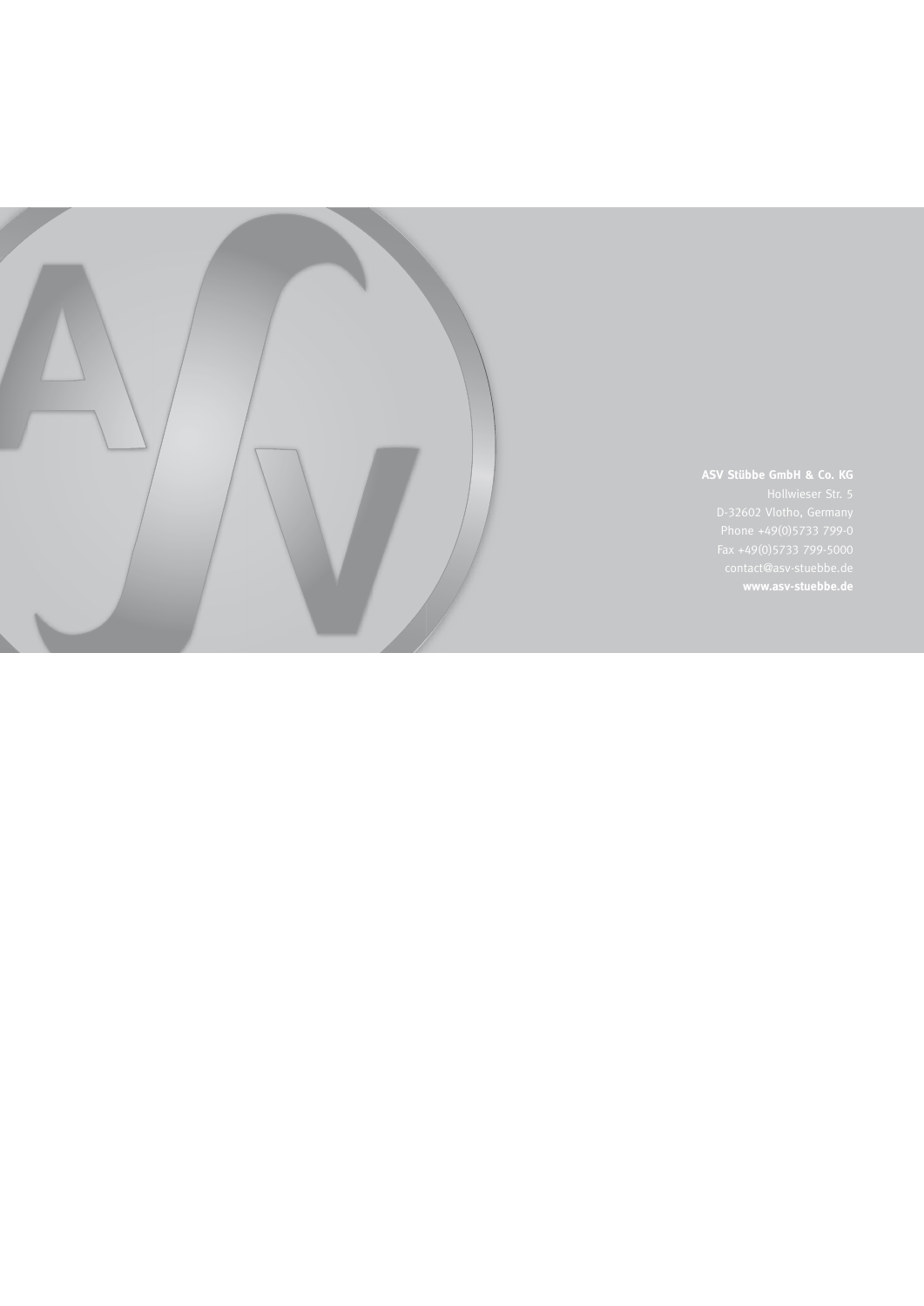**ASV Stübbe GmbH & Co. KG**
Hollwieser Str. 5
D-32602 Vlotho, Germany
Phone +49(0)5733 799-0
Fax +49(0)5733 799-5000
contact@asv-stuebbe.de
**www.asv-stuebbe.de**